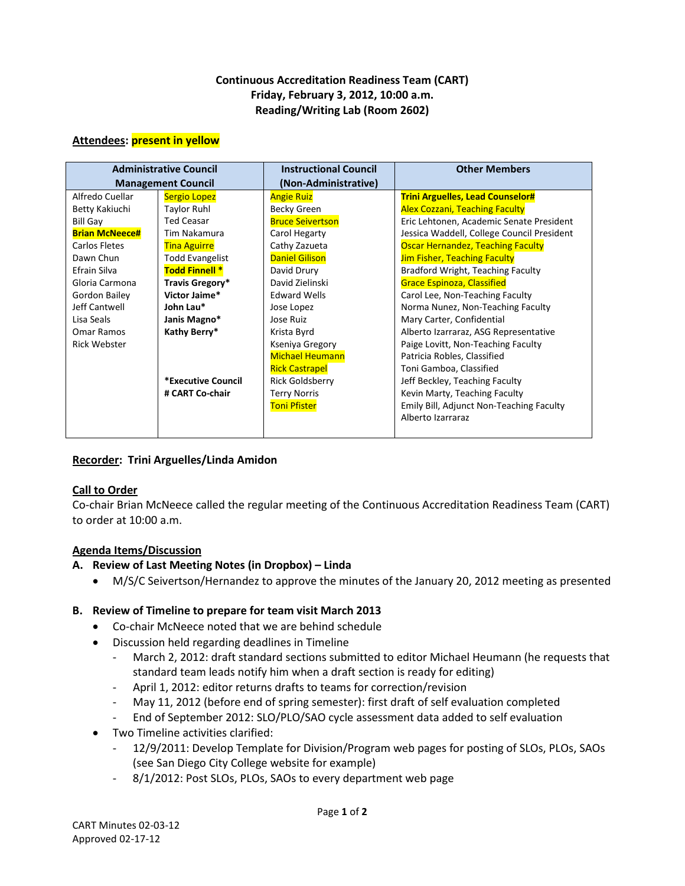**Continuous Accreditation Readiness Team (CART)**
**Friday, February 3, 2012, 10:00 a.m.**
**Reading/Writing Lab (Room 2602)**

**Attendees: present in yellow**

| Administrative Council Management Council | | Instructional Council (Non-Administrative) | Other Members |
|---|---|---|---|
| Alfredo Cuellar | Sergio Lopez | Angie Ruiz | **Trini Arguelles, Lead Counselor#** |
| Betty Kakiuchi | Taylor Ruhl | Becky Green | Alex Cozzani, Teaching Faculty |
| Bill Gay | Ted Ceasar | Bruce Seivertson | Eric Lehtonen, Academic Senate President |
| **Brian McNeece#** | Tim Nakamura | Carol Hegarty | Jessica Waddell, College Council President |
| Carlos Fletes | Tina Aguirre | Cathy Zazueta | Oscar Hernandez, Teaching Faculty |
| Dawn Chun | Todd Evangelist | Daniel Gilison | Jim Fisher, Teaching Faculty |
| Efrain Silva | **Todd Finnell \*** | David Drury | Bradford Wright, Teaching Faculty |
| Gloria Carmona | **Travis Gregory\*** | David Zielinski | Grace Espinoza, Classified |
| Gordon Bailey | **Victor Jaime\*** | Edward Wells | Carol Lee, Non-Teaching Faculty |
| Jeff Cantwell | **John Lau\*** | Jose Lopez | Norma Nunez, Non-Teaching Faculty |
| Lisa Seals | **Janis Magno\*** | Jose Ruiz | Mary Carter, Confidential |
| Omar Ramos | **Kathy Berry\*** | Krista Byrd | Alberto Izarraraz, ASG Representative |
| Rick Webster | | Kseniya Gregory | Paige Lovitt, Non-Teaching Faculty |
| | | Michael Heumann | Patricia Robles, Classified |
| | | Rick Castrapel | Toni Gamboa, Classified |
| | **\*Executive Council** | Rick Goldsberry | Jeff Beckley, Teaching Faculty |
| | **# CART Co-chair** | Terry Norris | Kevin Marty, Teaching Faculty |
| | | Toni Pfister | Emily Bill, Adjunct Non-Teaching Faculty |
| | | | Alberto Izarraraz |

**Recorder: Trini Arguelles/Linda Amidon**

**Call to Order**

Co-chair Brian McNeece called the regular meeting of the Continuous Accreditation Readiness Team (CART) to order at 10:00 a.m.

**Agenda Items/Discussion**

**A. Review of Last Meeting Notes (in Dropbox) – Linda**

- M/S/C Seivertson/Hernandez to approve the minutes of the January 20, 2012 meeting as presented

**B. Review of Timeline to prepare for team visit March 2013**

- Co-chair McNeece noted that we are behind schedule
- Discussion held regarding deadlines in Timeline
  - March 2, 2012: draft standard sections submitted to editor Michael Heumann (he requests that standard team leads notify him when a draft section is ready for editing)
  - April 1, 2012: editor returns drafts to teams for correction/revision
  - May 11, 2012 (before end of spring semester): first draft of self evaluation completed
  - End of September 2012: SLO/PLO/SAO cycle assessment data added to self evaluation
- Two Timeline activities clarified:
  - 12/9/2011: Develop Template for Division/Program web pages for posting of SLOs, PLOs, SAOs (see San Diego City College website for example)
  - 8/1/2012: Post SLOs, PLOs, SAOs to every department web page

CART Minutes 02-03-12
Approved 02-17-12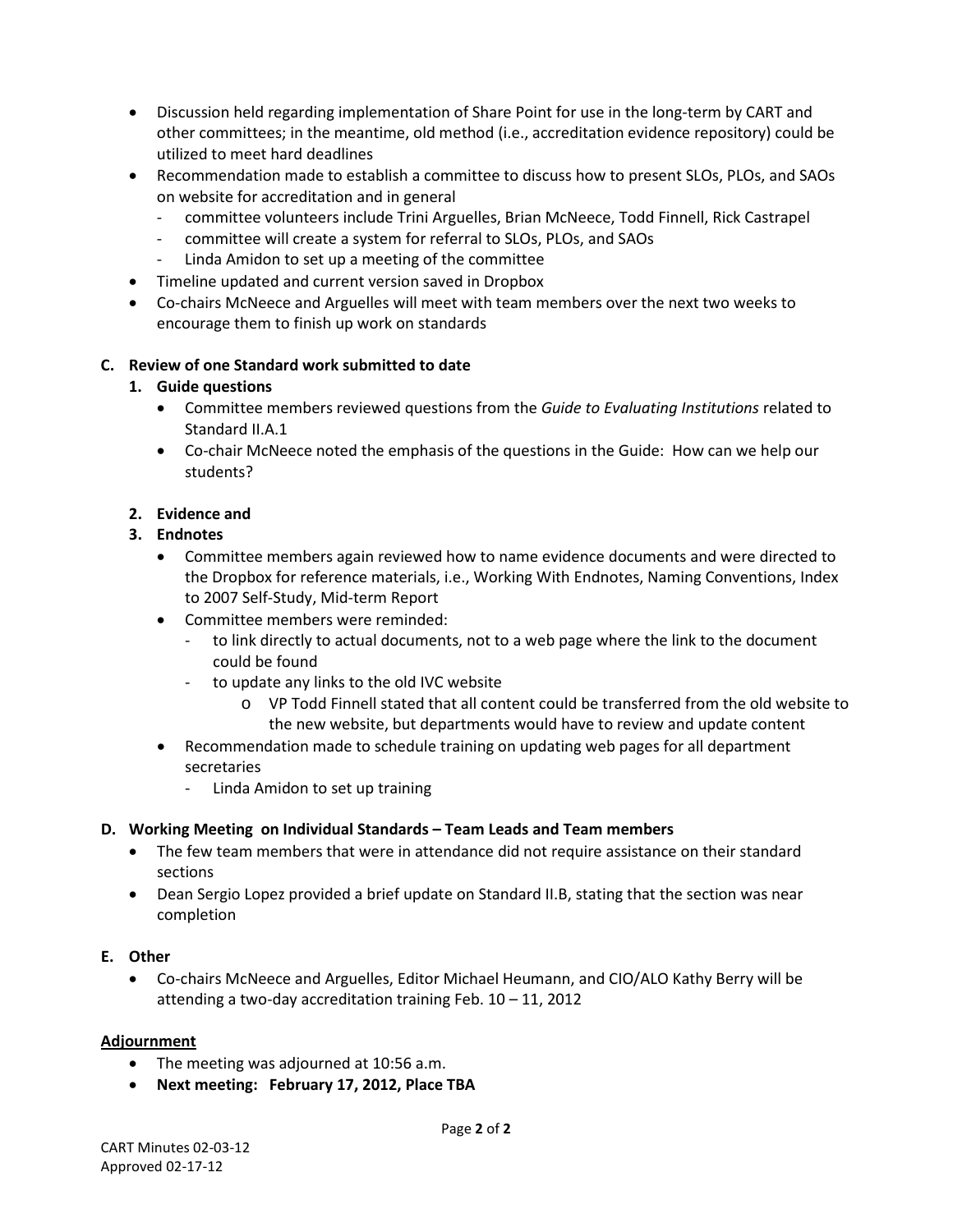- Discussion held regarding implementation of Share Point for use in the long-term by CART and other committees; in the meantime, old method (i.e., accreditation evidence repository) could be utilized to meet hard deadlines
- Recommendation made to establish a committee to discuss how to present SLOs, PLOs, and SAOs on website for accreditation and in general
  - committee volunteers include Trini Arguelles, Brian McNeece, Todd Finnell, Rick Castrapel
  - committee will create a system for referral to SLOs, PLOs, and SAOs
  - Linda Amidon to set up a meeting of the committee
- Timeline updated and current version saved in Dropbox
- Co-chairs McNeece and Arguelles will meet with team members over the next two weeks to encourage them to finish up work on standards

### C. Review of one Standard work submitted to date

#### 1. Guide questions

- Committee members reviewed questions from the *Guide to Evaluating Institutions* related to Standard II.A.1
- Co-chair McNeece noted the emphasis of the questions in the Guide: How can we help our students?

#### 2. Evidence and

#### 3. Endnotes

- Committee members again reviewed how to name evidence documents and were directed to the Dropbox for reference materials, i.e., Working With Endnotes, Naming Conventions, Index to 2007 Self-Study, Mid-term Report
- Committee members were reminded:
  - to link directly to actual documents, not to a web page where the link to the document could be found
  - to update any links to the old IVC website
    - VP Todd Finnell stated that all content could be transferred from the old website to the new website, but departments would have to review and update content
- Recommendation made to schedule training on updating web pages for all department secretaries
  - Linda Amidon to set up training

### D. Working Meeting on Individual Standards – Team Leads and Team members

- The few team members that were in attendance did not require assistance on their standard sections
- Dean Sergio Lopez provided a brief update on Standard II.B, stating that the section was near completion

### E. Other

- Co-chairs McNeece and Arguelles, Editor Michael Heumann, and CIO/ALO Kathy Berry will be attending a two-day accreditation training Feb. 10 – 11, 2012

### Adjournment

- The meeting was adjourned at 10:56 a.m.
- **Next meeting: February 17, 2012, Place TBA**

CART Minutes 02-03-12
Approved 02-17-12